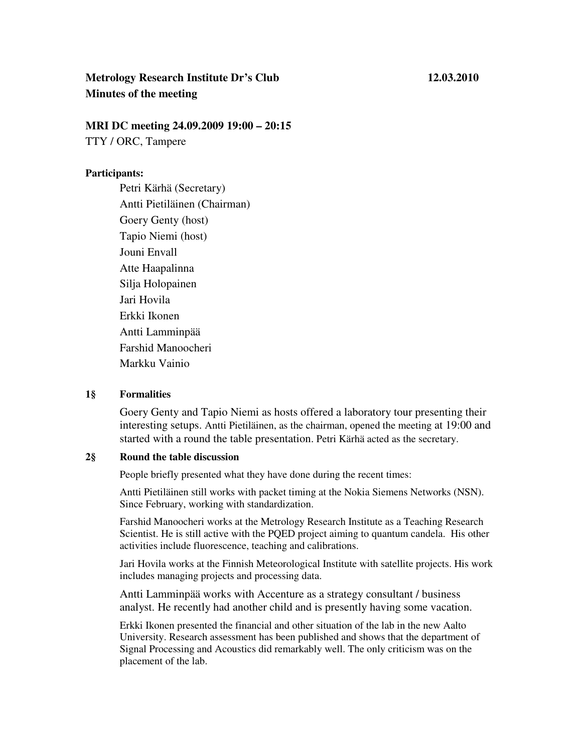**Metropology Research Institute Dr's Club** 12.03.2010

**Minutes of the meeting**

**MRI DC meeting 24.09.2009 19:00 – 20:15**

TTY / ORC, Tampere

**Participants:**

- Petri Kärhä (Secretary)
- Antti Pietiläinen (Chairman)
- Goery Genty (host)
- Tapio Niemi (host)
- Jouni Envall
- Atte Haapalinna
- Silja Holopainen
- Jari Hovila
- Erkki Ikonen
- Antti Lamminpää
- Farshid Manoocheri
- Markku Vainio

**1§ Formalities**

Goery Genty and Tapio Niemi as hosts offered a laboratory tour presenting their interesting setups. Antti Pietiläinen, as the chairman, opened the meeting at 19:00 and started with a round the table presentation. Petri Kärhä acted as the secretary.

**2§ Round the table discussion**

People briefly presented what they have done during the recent times:

Antti Pietiläinen still works with packet timing at the Nokia Siemens Networks (NSN). Since February, working with standardization.

Farshid Manoocheri works at the Metrology Research Institute as a Teaching Research Scientist. He is still active with the PQED project aiming to quantum candela. His other activities include fluorescence, teaching and calibrations.

Jari Hovila works at the Finnish Meteorological Institute with satellite projects. His work includes managing projects and processing data.

Antti Lamminpää works with Accenture as a strategy consultant / business analyst. He recently had another child and is presently having some vacation.

Erkki Ikonen presented the financial and other situation of the lab in the new Aalto University. Research assessment has been published and shows that the department of Signal Processing and Acoustics did remarkably well. The only criticism was on the placement of the lab.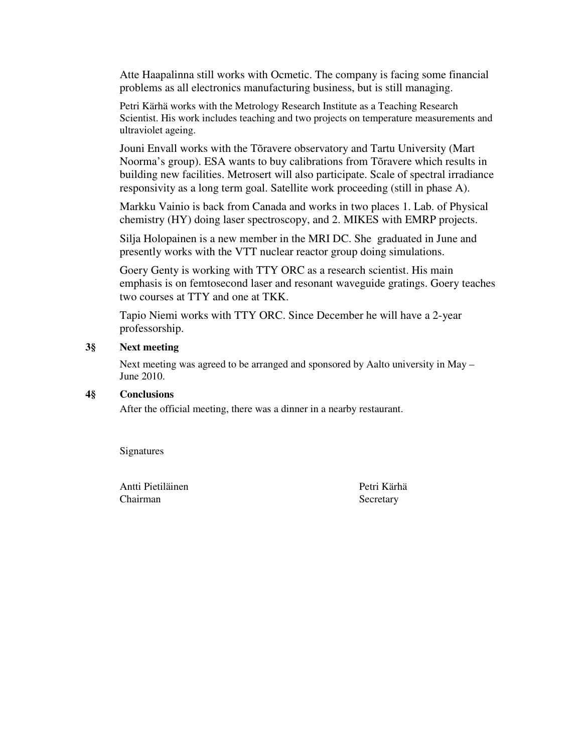Atte Haapalinna still works with Ocmetic. The company is facing some financial problems as all electronics manufacturing business, but is still managing.

Petri Kärhä works with the Metrology Research Institute as a Teaching Research Scientist. His work includes teaching and two projects on temperature measurements and ultraviolet ageing.

Jouni Envall works with the Tõravere observatory and Tartu University (Mart Noorma's group). ESA wants to buy calibrations from Tõravere which results in building new facilities. Metrosert will also participate. Scale of spectral irradiance responsivity as a long term goal. Satellite work proceeding (still in phase A).

Markku Vainio is back from Canada and works in two places 1. Lab. of Physical chemistry (HY) doing laser spectroscopy, and 2. MIKES with EMRP projects.

Silja Holopainen is a new member in the MRI DC. She graduated in June and presently works with the VTT nuclear reactor group doing simulations.

Goery Genty is working with TTY ORC as a research scientist. His main emphasis is on femtosecond laser and resonant waveguide gratings. Goery teaches two courses at TTY and one at TKK.

Tapio Niemi works with TTY ORC. Since December he will have a 2-year professorship.

## 3§ Next meeting

Next meeting was agreed to be arranged and sponsored by Aalto university in May – June 2010.

## 4§ Conclusions

After the official meeting, there was a dinner in a nearby restaurant.

Signatures

Antti Pietiläinen
Chairman

Petri Kärhä
Secretary